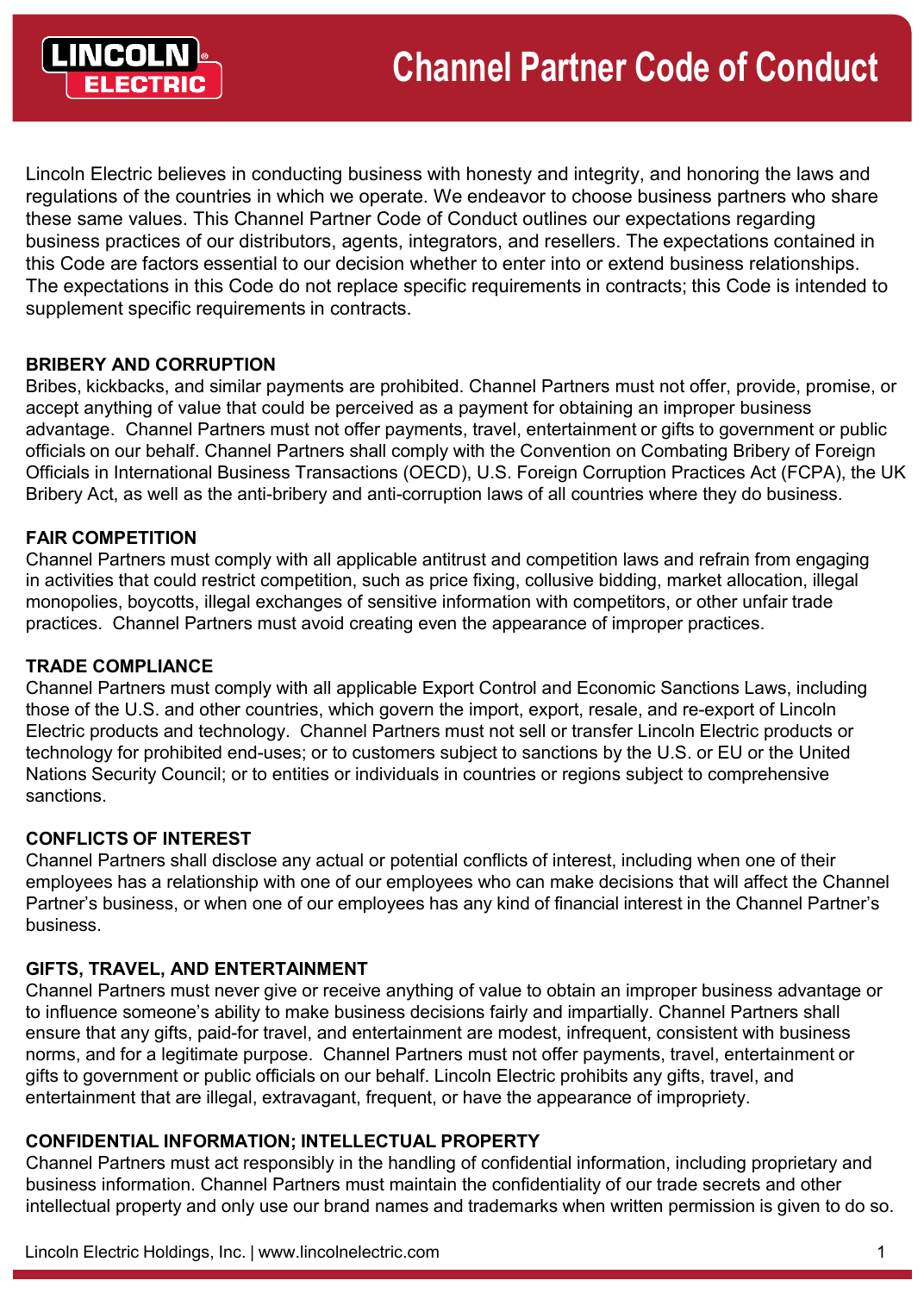# Channel Partner Code of Conduct

Lincoln Electric believes in conducting business with honesty and integrity, and honoring the laws and regulations of the countries in which we operate. We endeavor to choose business partners who share these same values. This Channel Partner Code of Conduct outlines our expectations regarding business practices of our distributors, agents, integrators, and resellers. The expectations contained in this Code are factors essential to our decision whether to enter into or extend business relationships. The expectations in this Code do not replace specific requirements in contracts; this Code is intended to supplement specific requirements in contracts.

## BRIBERY AND CORRUPTION

Bribes, kickbacks, and similar payments are prohibited. Channel Partners must not offer, provide, promise, or accept anything of value that could be perceived as a payment for obtaining an improper business advantage. Channel Partners must not offer payments, travel, entertainment or gifts to government or public officials on our behalf. Channel Partners shall comply with the Convention on Combating Bribery of Foreign Officials in International Business Transactions (OECD), U.S. Foreign Corruption Practices Act (FCPA), the UK Bribery Act, as well as the anti-bribery and anti-corruption laws of all countries where they do business.

## FAIR COMPETITION

Channel Partners must comply with all applicable antitrust and competition laws and refrain from engaging in activities that could restrict competition, such as price fixing, collusive bidding, market allocation, illegal monopolies, boycotts, illegal exchanges of sensitive information with competitors, or other unfair trade practices. Channel Partners must avoid creating even the appearance of improper practices.

## TRADE COMPLIANCE

Channel Partners must comply with all applicable Export Control and Economic Sanctions Laws, including those of the U.S. and other countries, which govern the import, export, resale, and re-export of Lincoln Electric products and technology. Channel Partners must not sell or transfer Lincoln Electric products or technology for prohibited end-uses; or to customers subject to sanctions by the U.S. or EU or the United Nations Security Council; or to entities or individuals in countries or regions subject to comprehensive sanctions.

## CONFLICTS OF INTEREST

Channel Partners shall disclose any actual or potential conflicts of interest, including when one of their employees has a relationship with one of our employees who can make decisions that will affect the Channel Partner's business, or when one of our employees has any kind of financial interest in the Channel Partner's business.

## GIFTS, TRAVEL, AND ENTERTAINMENT

Channel Partners must never give or receive anything of value to obtain an improper business advantage or to influence someone's ability to make business decisions fairly and impartially. Channel Partners shall ensure that any gifts, paid-for travel, and entertainment are modest, infrequent, consistent with business norms, and for a legitimate purpose. Channel Partners must not offer payments, travel, entertainment or gifts to government or public officials on our behalf. Lincoln Electric prohibits any gifts, travel, and entertainment that are illegal, extravagant, frequent, or have the appearance of impropriety.

## CONFIDENTIAL INFORMATION; INTELLECTUAL PROPERTY

Channel Partners must act responsibly in the handling of confidential information, including proprietary and business information. Channel Partners must maintain the confidentiality of our trade secrets and other intellectual property and only use our brand names and trademarks when written permission is given to do so.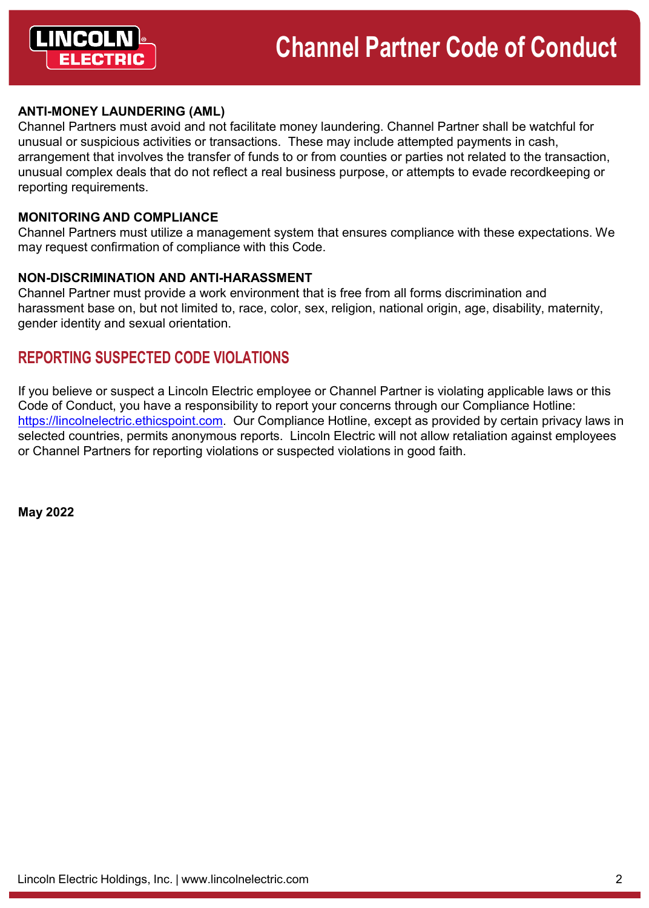**ANTI-MONEY LAUNDERING (AML)**
Channel Partners must avoid and not facilitate money laundering. Channel Partner shall be watchful for unusual or suspicious activities or transactions. These may include attempted payments in cash, arrangement that involves the transfer of funds to or from counties or parties not related to the transaction, unusual complex deals that do not reflect a real business purpose, or attempts to evade recordkeeping or reporting requirements.

**MONITORING AND COMPLIANCE**
Channel Partners must utilize a management system that ensures compliance with these expectations. We may request confirmation of compliance with this Code.

**NON-DISCRIMINATION AND ANTI-HARASSMENT**
Channel Partner must provide a work environment that is free from all forms discrimination and harassment base on, but not limited to, race, color, sex, religion, national origin, age, disability, maternity, gender identity and sexual orientation.

## REPORTING SUSPECTED CODE VIOLATIONS

If you believe or suspect a Lincoln Electric employee or Channel Partner is violating applicable laws or this Code of Conduct, you have a responsibility to report your concerns through our Compliance Hotline: https://lincolnelectric.ethicspoint.com. Our Compliance Hotline, except as provided by certain privacy laws in selected countries, permits anonymous reports. Lincoln Electric will not allow retaliation against employees or Channel Partners for reporting violations or suspected violations in good faith.

**May 2022**